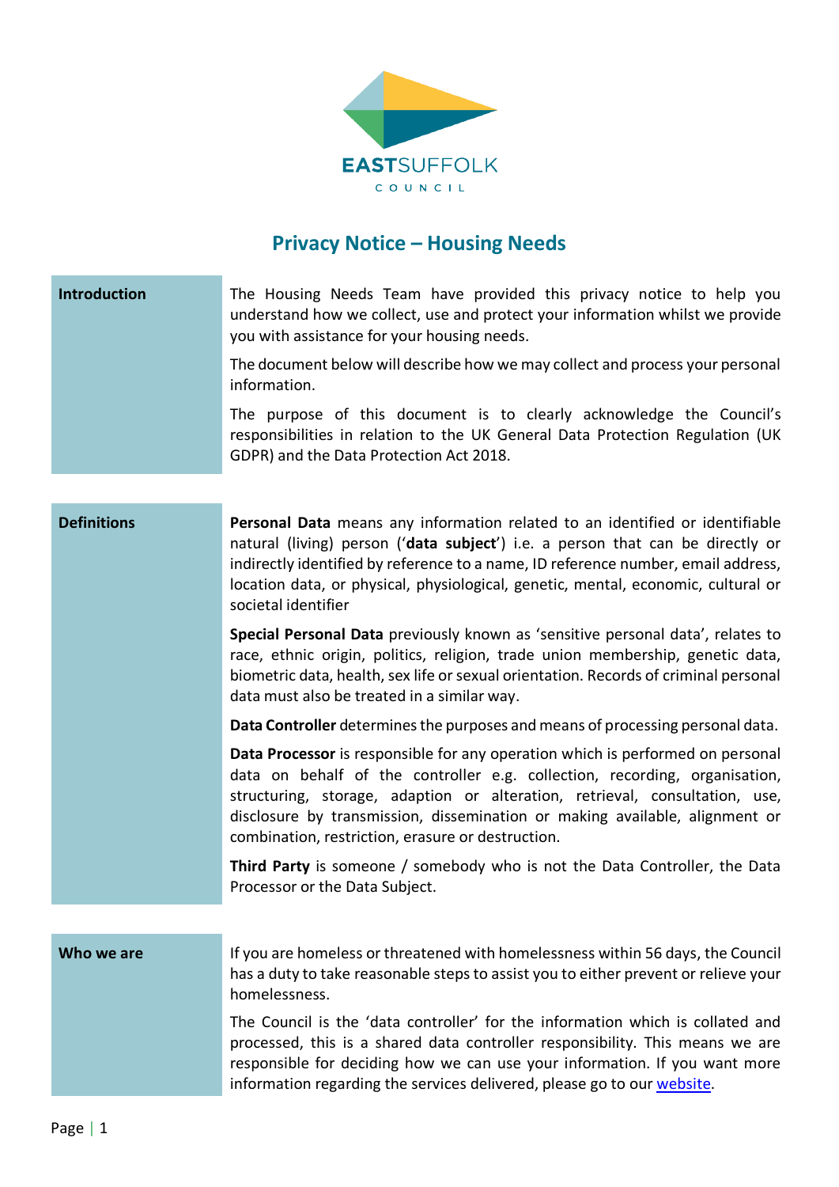# Privacy Notice – Housing Needs

| | |
|---|---|
| **Introduction** | The Housing Needs Team have provided this privacy notice to help you understand how we collect, use and protect your information whilst we provide you with assistance for your housing needs.<br><br>The document below will describe how we may collect and process your personal information.<br><br>The purpose of this document is to clearly acknowledge the Council's responsibilities in relation to the UK General Data Protection Regulation (UK GDPR) and the Data Protection Act 2018. |

| | |
|---|---|
| **Definitions** | **Personal Data** means any information related to an identified or identifiable natural (living) person ('**data subject**') i.e. a person that can be directly or indirectly identified by reference to a name, ID reference number, email address, location data, or physical, physiological, genetic, mental, economic, cultural or societal identifier<br><br>**Special Personal Data** previously known as 'sensitive personal data', relates to race, ethnic origin, politics, religion, trade union membership, genetic data, biometric data, health, sex life or sexual orientation. Records of criminal personal data must also be treated in a similar way.<br><br>**Data Controller** determines the purposes and means of processing personal data.<br><br>**Data Processor** is responsible for any operation which is performed on personal data on behalf of the controller e.g. collection, recording, organisation, structuring, storage, adaption or alteration, retrieval, consultation, use, disclosure by transmission, dissemination or making available, alignment or combination, restriction, erasure or destruction.<br><br>**Third Party** is someone / somebody who is not the Data Controller, the Data Processor or the Data Subject. |

| | |
|---|---|
| **Who we are** | If you are homeless or threatened with homelessness within 56 days, the Council has a duty to take reasonable steps to assist you to either prevent or relieve your homelessness.<br><br>The Council is the 'data controller' for the information which is collated and processed, this is a shared data controller responsibility. This means we are responsible for deciding how we can use your information. If you want more information regarding the services delivered, please go to our website. |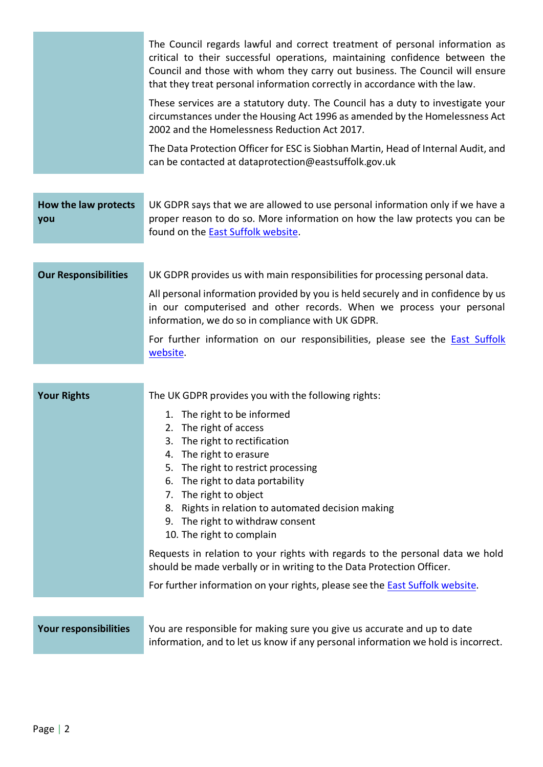The Council regards lawful and correct treatment of personal information as critical to their successful operations, maintaining confidence between the Council and those with whom they carry out business. The Council will ensure that they treat personal information correctly in accordance with the law.

These services are a statutory duty. The Council has a duty to investigate your circumstances under the Housing Act 1996 as amended by the Homelessness Act 2002 and the Homelessness Reduction Act 2017.

The Data Protection Officer for ESC is Siobhan Martin, Head of Internal Audit, and can be contacted at dataprotection@eastsuffolk.gov.uk

## How the law protects you

UK GDPR says that we are allowed to use personal information only if we have a proper reason to do so. More information on how the law protects you can be found on the East Suffolk website.

## Our Responsibilities

UK GDPR provides us with main responsibilities for processing personal data.

All personal information provided by you is held securely and in confidence by us in our computerised and other records. When we process your personal information, we do so in compliance with UK GDPR.

For further information on our responsibilities, please see the East Suffolk website.

## Your Rights

The UK GDPR provides you with the following rights:

1. The right to be informed
2. The right of access
3. The right to rectification
4. The right to erasure
5. The right to restrict processing
6. The right to data portability
7. The right to object
8. Rights in relation to automated decision making
9. The right to withdraw consent
10. The right to complain

Requests in relation to your rights with regards to the personal data we hold should be made verbally or in writing to the Data Protection Officer.

For further information on your rights, please see the East Suffolk website.

## Your responsibilities

You are responsible for making sure you give us accurate and up to date information, and to let us know if any personal information we hold is incorrect.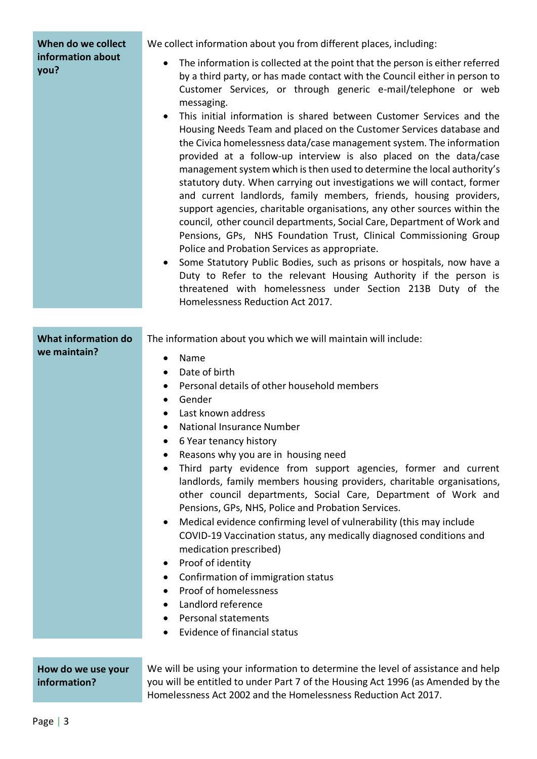## When do we collect information about you?

We collect information about you from different places, including:

- The information is collected at the point that the person is either referred by a third party, or has made contact with the Council either in person to Customer Services, or through generic e-mail/telephone or web messaging.
- This initial information is shared between Customer Services and the Housing Needs Team and placed on the Customer Services database and the Civica homelessness data/case management system. The information provided at a follow-up interview is also placed on the data/case management system which is then used to determine the local authority's statutory duty. When carrying out investigations we will contact, former and current landlords, family members, friends, housing providers, support agencies, charitable organisations, any other sources within the council, other council departments, Social Care, Department of Work and Pensions, GPs, NHS Foundation Trust, Clinical Commissioning Group Police and Probation Services as appropriate.
- Some Statutory Public Bodies, such as prisons or hospitals, now have a Duty to Refer to the relevant Housing Authority if the person is threatened with homelessness under Section 213B Duty of the Homelessness Reduction Act 2017.

## What information do we maintain?

The information about you which we will maintain will include:

- Name
- Date of birth
- Personal details of other household members
- Gender
- Last known address
- National Insurance Number
- 6 Year tenancy history
- Reasons why you are in housing need
- Third party evidence from support agencies, former and current landlords, family members housing providers, charitable organisations, other council departments, Social Care, Department of Work and Pensions, GPs, NHS, Police and Probation Services.
- Medical evidence confirming level of vulnerability (this may include COVID-19 Vaccination status, any medically diagnosed conditions and medication prescribed)
- Proof of identity
- Confirmation of immigration status
- Proof of homelessness
- Landlord reference
- Personal statements
- Evidence of financial status

## How do we use your information?

We will be using your information to determine the level of assistance and help you will be entitled to under Part 7 of the Housing Act 1996 (as Amended by the Homelessness Act 2002 and the Homelessness Reduction Act 2017.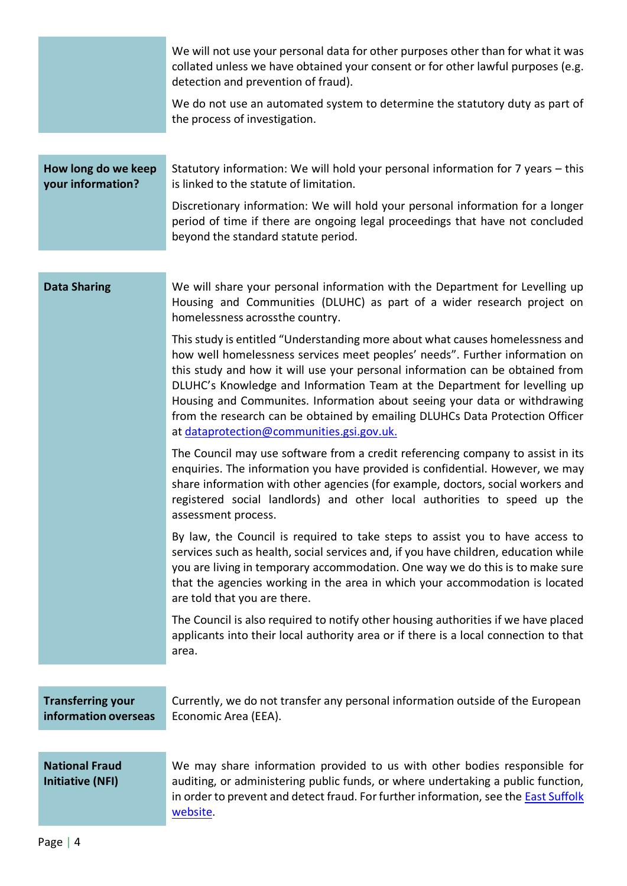We will not use your personal data for other purposes other than for what it was collated unless we have obtained your consent or for other lawful purposes (e.g. detection and prevention of fraud).

We do not use an automated system to determine the statutory duty as part of the process of investigation.

**How long do we keep your information?**

Statutory information: We will hold your personal information for 7 years – this is linked to the statute of limitation.

Discretionary information: We will hold your personal information for a longer period of time if there are ongoing legal proceedings that have not concluded beyond the standard statute period.

**Data Sharing**

We will share your personal information with the Department for Levelling up Housing and Communities (DLUHC) as part of a wider research project on homelessness acrossthe country.

This study is entitled "Understanding more about what causes homelessness and how well homelessness services meet peoples' needs". Further information on this study and how it will use your personal information can be obtained from DLUHC's Knowledge and Information Team at the Department for levelling up Housing and Communites. Information about seeing your data or withdrawing from the research can be obtained by emailing DLUHCs Data Protection Officer at dataprotection@communities.gsi.gov.uk.

The Council may use software from a credit referencing company to assist in its enquiries. The information you have provided is confidential. However, we may share information with other agencies (for example, doctors, social workers and registered social landlords) and other local authorities to speed up the assessment process.

By law, the Council is required to take steps to assist you to have access to services such as health, social services and, if you have children, education while you are living in temporary accommodation. One way we do this is to make sure that the agencies working in the area in which your accommodation is located are told that you are there.

The Council is also required to notify other housing authorities if we have placed applicants into their local authority area or if there is a local connection to that area.

**Transferring your information overseas**

Currently, we do not transfer any personal information outside of the European Economic Area (EEA).

**National Fraud Initiative (NFI)**

We may share information provided to us with other bodies responsible for auditing, or administering public funds, or where undertaking a public function, in order to prevent and detect fraud. For further information, see the East Suffolk website.